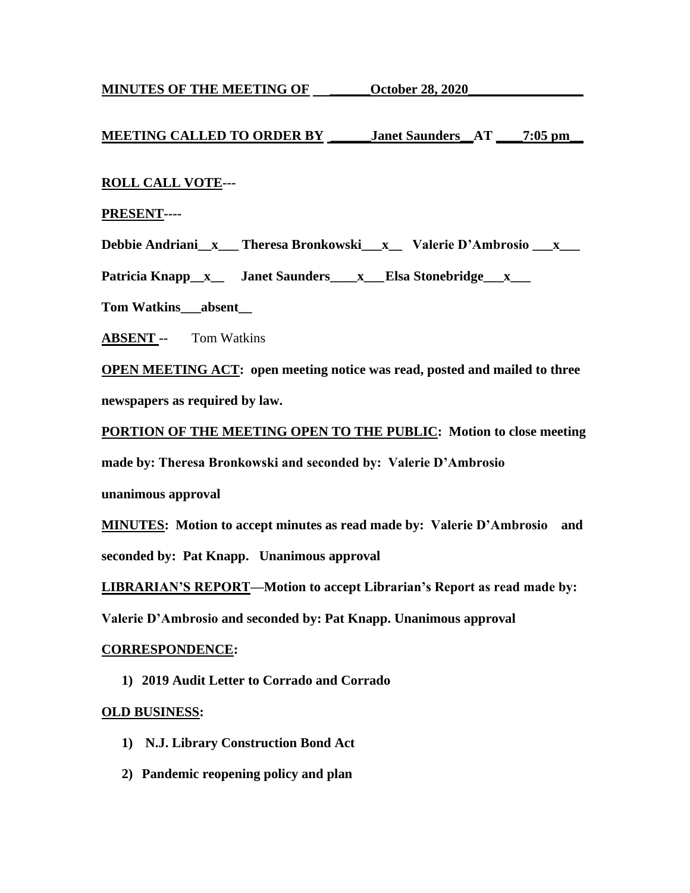**MINUTES OF THE MEETING OF ______October 28, 2020________________**

**MEETING CALLED TO ORDER BY ______Janet Saunders__AT ____7:05 pm__**

**ROLL CALL VOTE---**

**PRESENT----**

**Debbie Andriani__x___ Theresa Bronkowski___x__ Valerie D'Ambrosio ___x___**

**Patricia Knapp__x__ Janet Saunders____x___Elsa Stonebridge___x___**

**Tom Watkins___absent__**

**ABSENT --** Tom Watkins

**OPEN MEETING ACT: open meeting notice was read, posted and mailed to three newspapers as required by law.**

**PORTION OF THE MEETING OPEN TO THE PUBLIC: Motion to close meeting made by: Theresa Bronkowski and seconded by: Valerie D'Ambrosio unanimous approval**

**MINUTES: Motion to accept minutes as read made by: Valerie D'Ambrosio and seconded by: Pat Knapp. Unanimous approval**

**LIBRARIAN'S REPORT—Motion to accept Librarian's Report as read made by: Valerie D'Ambrosio and seconded by: Pat Knapp. Unanimous approval**

**CORRESPONDENCE:**

1) **2019 Audit Letter to Corrado and Corrado**

**OLD BUSINESS:**

1) **N.J. Library Construction Bond Act**
2) **Pandemic reopening policy and plan**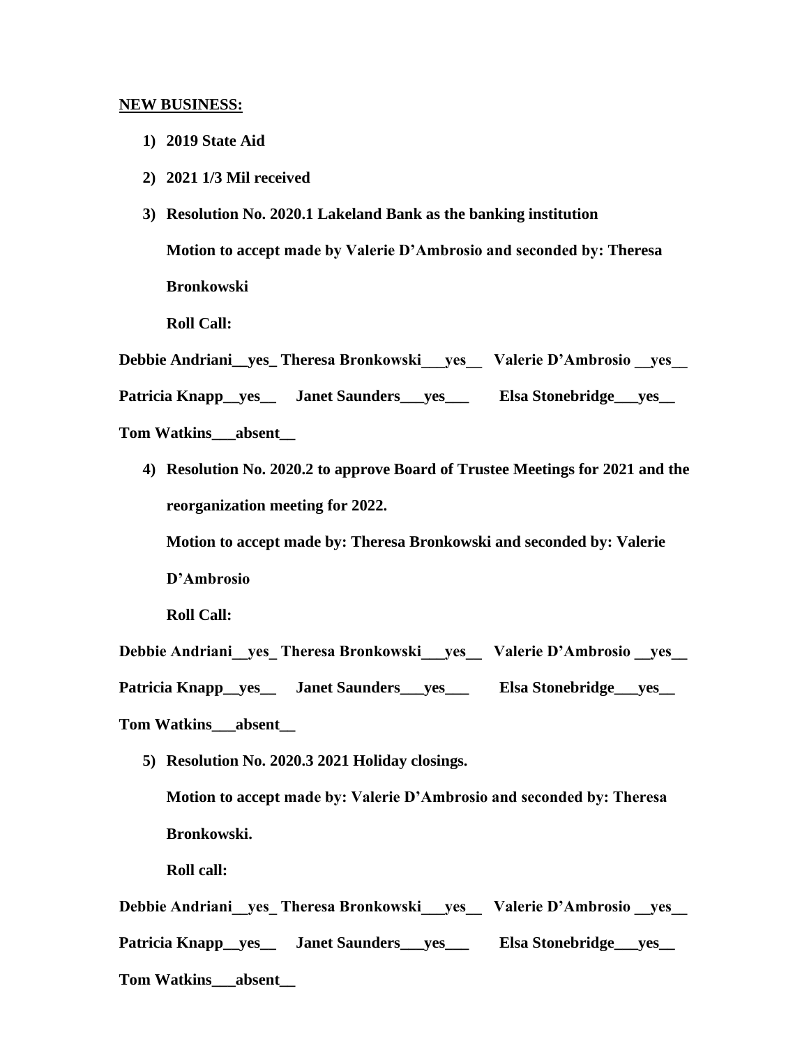**NEW BUSINESS:**

1) **2019 State Aid**

2) **2021 1/3 Mil received**

3) **Resolution No. 2020.1 Lakeland Bank as the banking institution**

   **Motion to accept made by Valerie D'Ambrosio and seconded by: Theresa Bronkowski**

   **Roll Call:**

**Debbie Andriani__yes_ Theresa Bronkowski___yes__ Valerie D'Ambrosio __yes__**

**Patricia Knapp__yes__ Janet Saunders___yes___ Elsa Stonebridge___yes__**

**Tom Watkins___absent__**

4) **Resolution No. 2020.2 to approve Board of Trustee Meetings for 2021 and the reorganization meeting for 2022.**

   **Motion to accept made by: Theresa Bronkowski and seconded by: Valerie D'Ambrosio**

   **Roll Call:**

**Debbie Andriani__yes_ Theresa Bronkowski___yes__ Valerie D'Ambrosio __yes__**

**Patricia Knapp__yes__ Janet Saunders___yes___ Elsa Stonebridge___yes__**

**Tom Watkins___absent__**

5) **Resolution No. 2020.3 2021 Holiday closings.**

   **Motion to accept made by: Valerie D'Ambrosio and seconded by: Theresa Bronkowski.**

   **Roll call:**

**Debbie Andriani__yes_ Theresa Bronkowski___yes__ Valerie D'Ambrosio __yes__**

**Patricia Knapp__yes__ Janet Saunders___yes___ Elsa Stonebridge___yes__**

**Tom Watkins___absent__**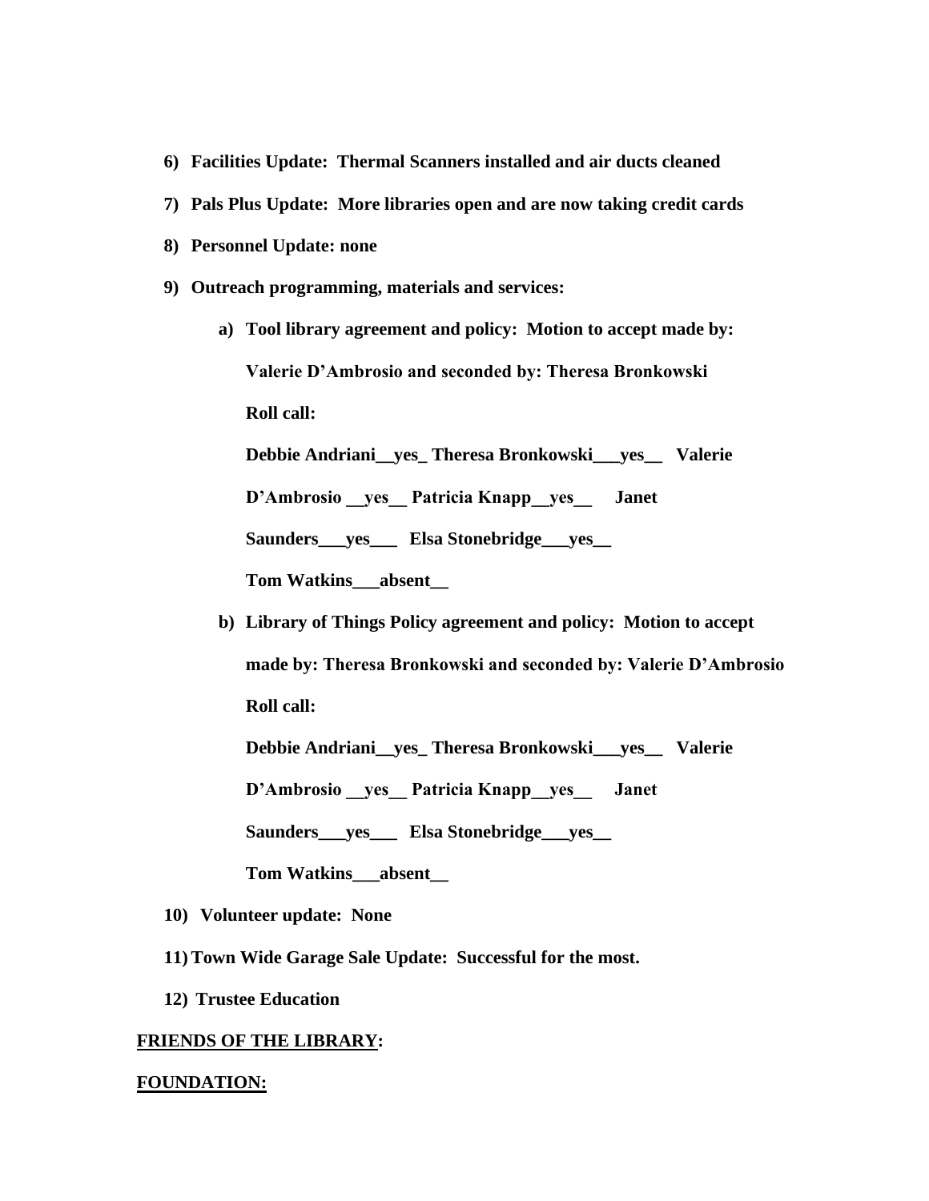6) **Facilities Update: Thermal Scanners installed and air ducts cleaned**

7) **Pals Plus Update: More libraries open and are now taking credit cards**

8) **Personnel Update: none**

9) **Outreach programming, materials and services:**

   a) **Tool library agreement and policy: Motion to accept made by: Valerie D'Ambrosio and seconded by: Theresa Bronkowski**

      **Roll call:**

      **Debbie Andriani__yes_ Theresa Bronkowski___yes__ Valerie D'Ambrosio __yes__ Patricia Knapp__yes__ Janet Saunders___yes___ Elsa Stonebridge___yes__**

      **Tom Watkins___absent__**

   b) **Library of Things Policy agreement and policy: Motion to accept made by: Theresa Bronkowski and seconded by: Valerie D'Ambrosio**

      **Roll call:**

      **Debbie Andriani__yes_ Theresa Bronkowski___yes__ Valerie D'Ambrosio __yes__ Patricia Knapp__yes__ Janet Saunders___yes___ Elsa Stonebridge___yes__**

      **Tom Watkins___absent__**

10) **Volunteer update: None**

11) **Town Wide Garage Sale Update: Successful for the most.**

12) **Trustee Education**

**<u>FRIENDS OF THE LIBRARY</u>:**

**<u>FOUNDATION:</u>**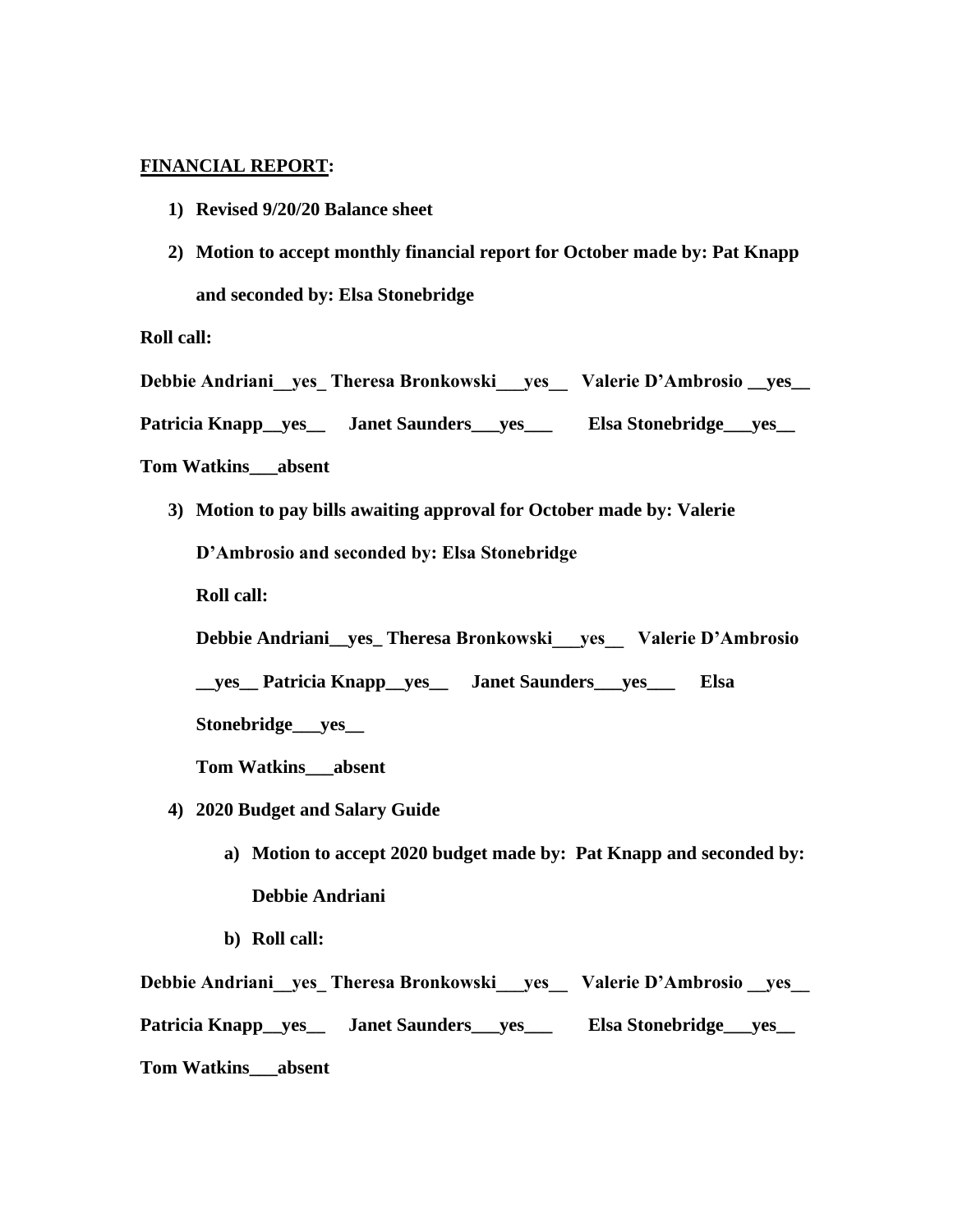**FINANCIAL REPORT:**

1) **Revised 9/20/20 Balance sheet**

2) **Motion to accept monthly financial report for October made by: Pat Knapp and seconded by: Elsa Stonebridge**

**Roll call:**

**Debbie Andriani__yes_ Theresa Bronkowski___yes__ Valerie D'Ambrosio __yes__ Patricia Knapp__yes__ Janet Saunders___yes___ Elsa Stonebridge___yes__ Tom Watkins___absent**

3) **Motion to pay bills awaiting approval for October made by: Valerie D'Ambrosio and seconded by: Elsa Stonebridge**

   **Roll call:**

   **Debbie Andriani__yes_ Theresa Bronkowski___yes__ Valerie D'Ambrosio __yes__ Patricia Knapp__yes__ Janet Saunders___yes___ Elsa Stonebridge___yes__**

   **Tom Watkins___absent**

4) **2020 Budget and Salary Guide**

   a) **Motion to accept 2020 budget made by: Pat Knapp and seconded by: Debbie Andriani**

   b) **Roll call:**

**Debbie Andriani__yes_ Theresa Bronkowski___yes__ Valerie D'Ambrosio __yes__ Patricia Knapp__yes__ Janet Saunders___yes___ Elsa Stonebridge___yes__ Tom Watkins___absent**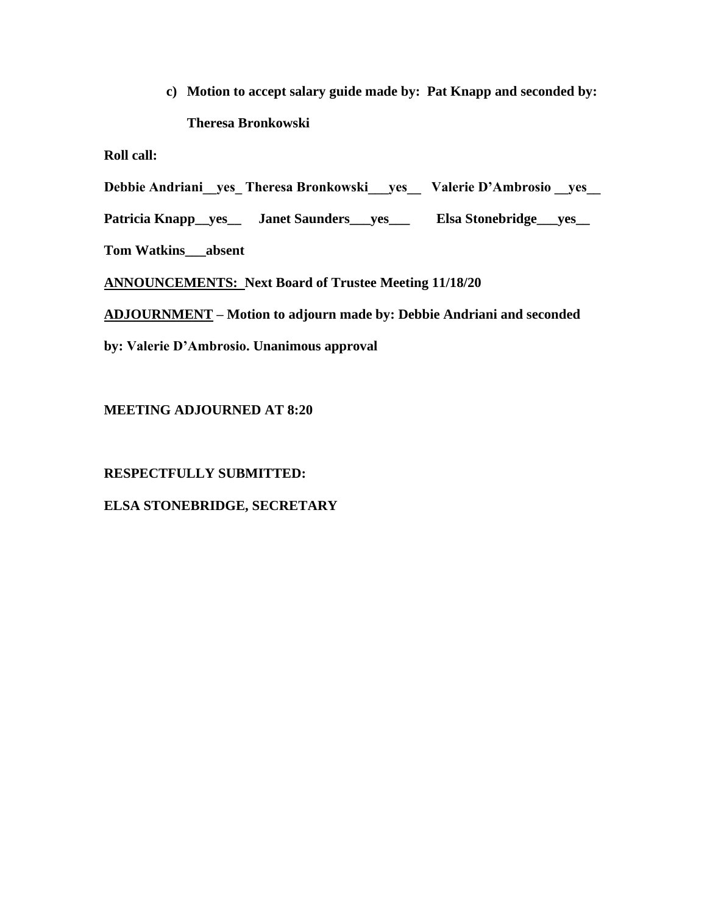**c) Motion to accept salary guide made by: Pat Knapp and seconded by: Theresa Bronkowski**

**Roll call:**

**Debbie Andriani__yes_ Theresa Bronkowski___yes__ Valerie D'Ambrosio __yes__**

**Patricia Knapp__yes__ Janet Saunders___yes___ Elsa Stonebridge___yes__**

**Tom Watkins___absent**

**<u>ANNOUNCEMENTS:</u> Next Board of Trustee Meeting 11/18/20**

**<u>ADJOURNMENT</u> – Motion to adjourn made by: Debbie Andriani and seconded by: Valerie D'Ambrosio. Unanimous approval**

**MEETING ADJOURNED AT 8:20**

**RESPECTFULLY SUBMITTED:**

**ELSA STONEBRIDGE, SECRETARY**